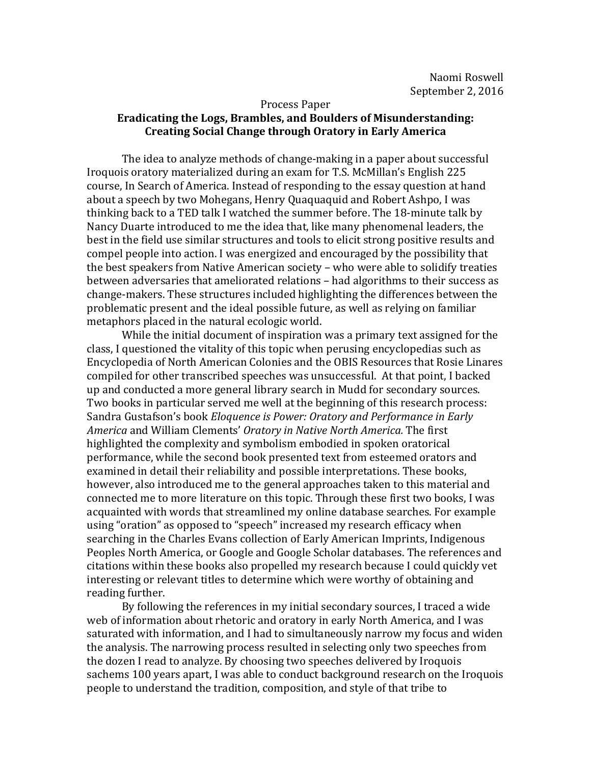Naomi Roswell
September 2, 2016

Process Paper

**Eradicating the Logs, Brambles, and Boulders of Misunderstanding: Creating Social Change through Oratory in Early America**

The idea to analyze methods of change-making in a paper about successful Iroquois oratory materialized during an exam for T.S. McMillan's English 225 course, In Search of America. Instead of responding to the essay question at hand about a speech by two Mohegans, Henry Quaquaquid and Robert Ashpo, I was thinking back to a TED talk I watched the summer before. The 18-minute talk by Nancy Duarte introduced to me the idea that, like many phenomenal leaders, the best in the field use similar structures and tools to elicit strong positive results and compel people into action. I was energized and encouraged by the possibility that the best speakers from Native American society – who were able to solidify treaties between adversaries that ameliorated relations – had algorithms to their success as change-makers. These structures included highlighting the differences between the problematic present and the ideal possible future, as well as relying on familiar metaphors placed in the natural ecologic world.

While the initial document of inspiration was a primary text assigned for the class, I questioned the vitality of this topic when perusing encyclopedias such as Encyclopedia of North American Colonies and the OBIS Resources that Rosie Linares compiled for other transcribed speeches was unsuccessful. At that point, I backed up and conducted a more general library search in Mudd for secondary sources. Two books in particular served me well at the beginning of this research process: Sandra Gustafson's book *Eloquence is Power: Oratory and Performance in Early America* and William Clements' *Oratory in Native North America.* The first highlighted the complexity and symbolism embodied in spoken oratorical performance, while the second book presented text from esteemed orators and examined in detail their reliability and possible interpretations. These books, however, also introduced me to the general approaches taken to this material and connected me to more literature on this topic. Through these first two books, I was acquainted with words that streamlined my online database searches. For example using "oration" as opposed to "speech" increased my research efficacy when searching in the Charles Evans collection of Early American Imprints, Indigenous Peoples North America, or Google and Google Scholar databases. The references and citations within these books also propelled my research because I could quickly vet interesting or relevant titles to determine which were worthy of obtaining and reading further.

By following the references in my initial secondary sources, I traced a wide web of information about rhetoric and oratory in early North America, and I was saturated with information, and I had to simultaneously narrow my focus and widen the analysis. The narrowing process resulted in selecting only two speeches from the dozen I read to analyze. By choosing two speeches delivered by Iroquois sachems 100 years apart, I was able to conduct background research on the Iroquois people to understand the tradition, composition, and style of that tribe to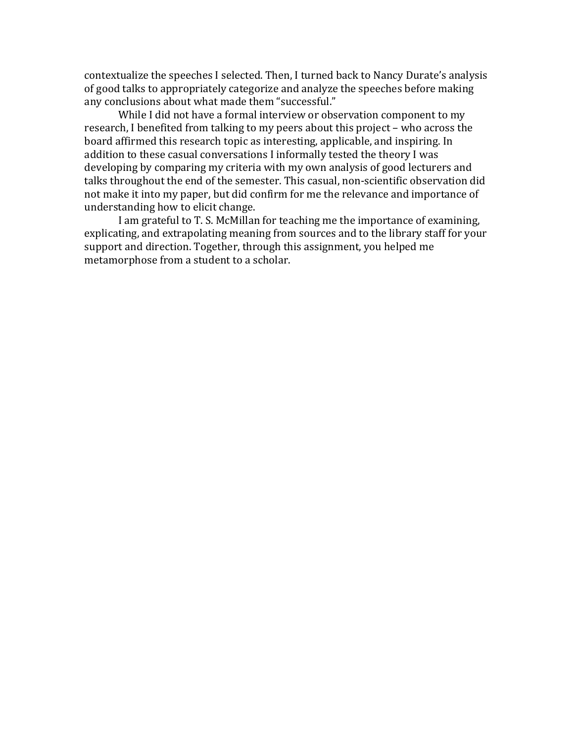contextualize the speeches I selected. Then, I turned back to Nancy Durate's analysis of good talks to appropriately categorize and analyze the speeches before making any conclusions about what made them "successful."

While I did not have a formal interview or observation component to my research, I benefited from talking to my peers about this project – who across the board affirmed this research topic as interesting, applicable, and inspiring. In addition to these casual conversations I informally tested the theory I was developing by comparing my criteria with my own analysis of good lecturers and talks throughout the end of the semester. This casual, non-scientific observation did not make it into my paper, but did confirm for me the relevance and importance of understanding how to elicit change.

I am grateful to T. S. McMillan for teaching me the importance of examining, explicating, and extrapolating meaning from sources and to the library staff for your support and direction. Together, through this assignment, you helped me metamorphose from a student to a scholar.